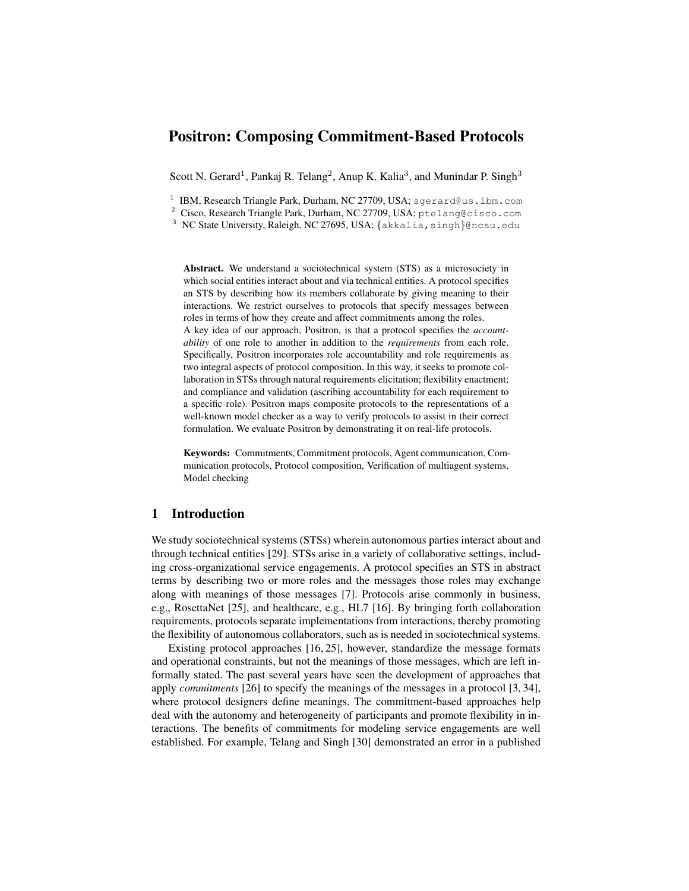# Positron: Composing Commitment-Based Protocols

Scott N. Gerard[1], Pankaj R. Telang[2], Anup K. Kalia[3], and Munindar P. Singh[3]

[1] IBM, Research Triangle Park, Durham, NC 27709, USA; sgerard@us.ibm.com
[2] Cisco, Research Triangle Park, Durham, NC 27709, USA; ptelang@cisco.com
[3] NC State University, Raleigh, NC 27695, USA; {akkalia,singh}@ncsu.edu

**Abstract.** We understand a sociotechnical system (STS) as a microsociety in which social entities interact about and via technical entities. A protocol specifies an STS by describing how its members collaborate by giving meaning to their interactions. We restrict ourselves to protocols that specify messages between roles in terms of how they create and affect commitments among the roles.
A key idea of our approach, Positron, is that a protocol specifies the *accountability* of one role to another in addition to the *requirements* from each role. Specifically, Positron incorporates role accountability and role requirements as two integral aspects of protocol composition. In this way, it seeks to promote collaboration in STSs through natural requirements elicitation; flexibility enactment; and compliance and validation (ascribing accountability for each requirement to a specific role). Positron maps composite protocols to the representations of a well-known model checker as a way to verify protocols to assist in their correct formulation. We evaluate Positron by demonstrating it on real-life protocols.

**Keywords:** Commitments, Commitment protocols, Agent communication, Communication protocols, Protocol composition, Verification of multiagent systems, Model checking

## 1 Introduction

We study sociotechnical systems (STSs) wherein autonomous parties interact about and through technical entities [29]. STSs arise in a variety of collaborative settings, including cross-organizational service engagements. A protocol specifies an STS in abstract terms by describing two or more roles and the messages those roles may exchange along with meanings of those messages [7]. Protocols arise commonly in business, e.g., RosettaNet [25], and healthcare, e.g., HL7 [16]. By bringing forth collaboration requirements, protocols separate implementations from interactions, thereby promoting the flexibility of autonomous collaborators, such as is needed in sociotechnical systems.

Existing protocol approaches [16, 25], however, standardize the message formats and operational constraints, but not the meanings of those messages, which are left informally stated. The past several years have seen the development of approaches that apply *commitments* [26] to specify the meanings of the messages in a protocol [3, 34], where protocol designers define meanings. The commitment-based approaches help deal with the autonomy and heterogeneity of participants and promote flexibility in interactions. The benefits of commitments for modeling service engagements are well established. For example, Telang and Singh [30] demonstrated an error in a published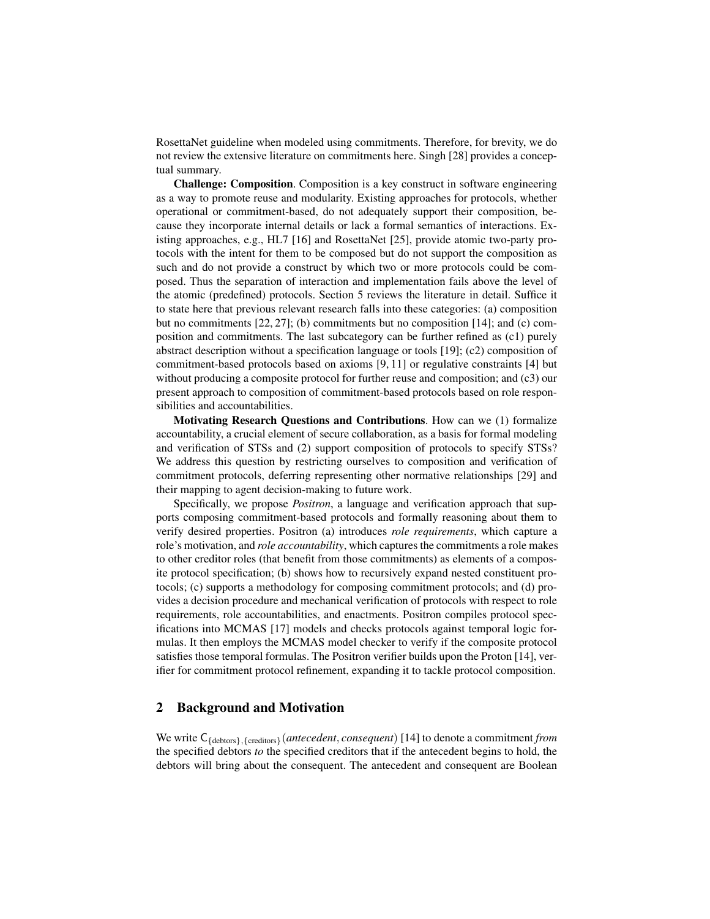RosettaNet guideline when modeled using commitments. Therefore, for brevity, we do not review the extensive literature on commitments here. Singh [28] provides a conceptual summary.

**Challenge: Composition**. Composition is a key construct in software engineering as a way to promote reuse and modularity. Existing approaches for protocols, whether operational or commitment-based, do not adequately support their composition, because they incorporate internal details or lack a formal semantics of interactions. Existing approaches, e.g., HL7 [16] and RosettaNet [25], provide atomic two-party protocols with the intent for them to be composed but do not support the composition as such and do not provide a construct by which two or more protocols could be composed. Thus the separation of interaction and implementation fails above the level of the atomic (predefined) protocols. Section 5 reviews the literature in detail. Suffice it to state here that previous relevant research falls into these categories: (a) composition but no commitments [22, 27]; (b) commitments but no composition [14]; and (c) composition and commitments. The last subcategory can be further refined as (c1) purely abstract description without a specification language or tools [19]; (c2) composition of commitment-based protocols based on axioms [9, 11] or regulative constraints [4] but without producing a composite protocol for further reuse and composition; and (c3) our present approach to composition of commitment-based protocols based on role responsibilities and accountabilities.

**Motivating Research Questions and Contributions**. How can we (1) formalize accountability, a crucial element of secure collaboration, as a basis for formal modeling and verification of STSs and (2) support composition of protocols to specify STSs? We address this question by restricting ourselves to composition and verification of commitment protocols, deferring representing other normative relationships [29] and their mapping to agent decision-making to future work.

Specifically, we propose *Positron*, a language and verification approach that supports composing commitment-based protocols and formally reasoning about them to verify desired properties. Positron (a) introduces *role requirements*, which capture a role's motivation, and *role accountability*, which captures the commitments a role makes to other creditor roles (that benefit from those commitments) as elements of a composite protocol specification; (b) shows how to recursively expand nested constituent protocols; (c) supports a methodology for composing commitment protocols; and (d) provides a decision procedure and mechanical verification of protocols with respect to role requirements, role accountabilities, and enactments. Positron compiles protocol specifications into MCMAS [17] models and checks protocols against temporal logic formulas. It then employs the MCMAS model checker to verify if the composite protocol satisfies those temporal formulas. The Positron verifier builds upon the Proton [14], verifier for commitment protocol refinement, expanding it to tackle protocol composition.

## 2 Background and Motivation

We write $\mathsf{C}_{\{\text{debtors}\},\{\text{creditors}\}}(\textit{antecedent}, \textit{consequent})$ [14] to denote a commitment *from* the specified debtors *to* the specified creditors that if the antecedent begins to hold, the debtors will bring about the consequent. The antecedent and consequent are Boolean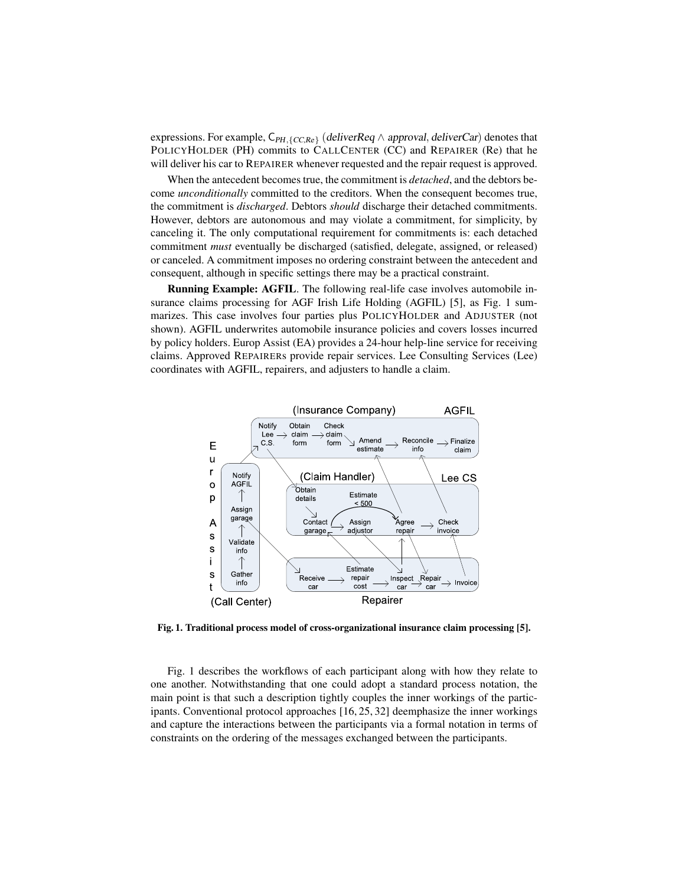expressions. For example, $\mathsf{C}_{PH,\{CC,Re\}}$ ($deliverReq \wedge approval, deliverCar$) denotes that POLICYHOLDER (PH) commits to CALLCENTER (CC) and REPAIRER (Re) that he will deliver his car to REPAIRER whenever requested and the repair request is approved.

When the antecedent becomes true, the commitment is *detached*, and the debtors become *unconditionally* committed to the creditors. When the consequent becomes true, the commitment is *discharged*. Debtors *should* discharge their detached commitments. However, debtors are autonomous and may violate a commitment, for simplicity, by canceling it. The only computational requirement for commitments is: each detached commitment *must* eventually be discharged (satisfied, delegate, assigned, or released) or canceled. A commitment imposes no ordering constraint between the antecedent and consequent, although in specific settings there may be a practical constraint.

**Running Example: AGFIL**. The following real-life case involves automobile insurance claims processing for AGF Irish Life Holding (AGFIL) [5], as Fig. 1 summarizes. This case involves four parties plus POLICYHOLDER and ADJUSTER (not shown). AGFIL underwrites automobile insurance policies and covers losses incurred by policy holders. Europ Assist (EA) provides a 24-hour help-line service for receiving claims. Approved REPAIRERs provide repair services. Lee Consulting Services (Lee) coordinates with AGFIL, repairers, and adjusters to handle a claim.

**Fig. 1. Traditional process model of cross-organizational insurance claim processing [5].**

Fig. 1 describes the workflows of each participant along with how they relate to one another. Notwithstanding that one could adopt a standard process notation, the main point is that such a description tightly couples the inner workings of the participants. Conventional protocol approaches [16, 25, 32] deemphasize the inner workings and capture the interactions between the participants via a formal notation in terms of constraints on the ordering of the messages exchanged between the participants.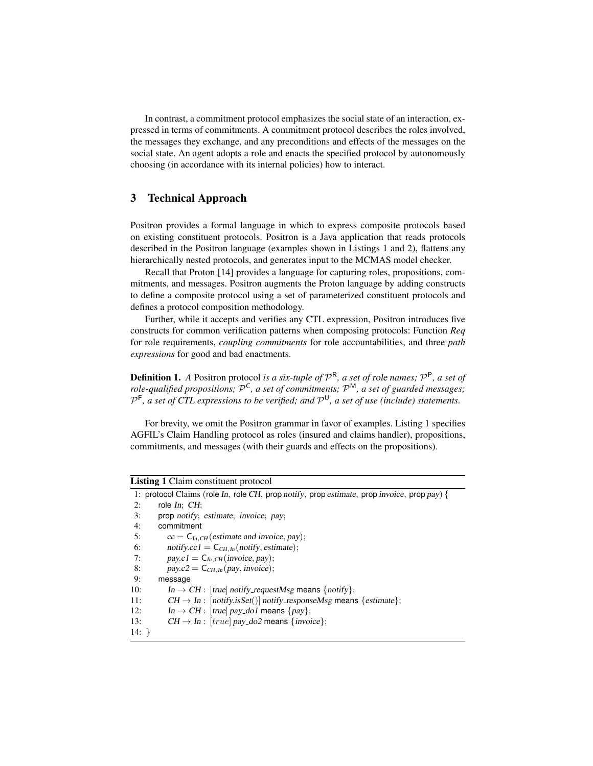In contrast, a commitment protocol emphasizes the social state of an interaction, expressed in terms of commitments. A commitment protocol describes the roles involved, the messages they exchange, and any preconditions and effects of the messages on the social state. An agent adopts a role and enacts the specified protocol by autonomously choosing (in accordance with its internal policies) how to interact.

## 3 Technical Approach

Positron provides a formal language in which to express composite protocols based on existing constituent protocols. Positron is a Java application that reads protocols described in the Positron language (examples shown in Listings 1 and 2), flattens any hierarchically nested protocols, and generates input to the MCMAS model checker.

Recall that Proton [14] provides a language for capturing roles, propositions, commitments, and messages. Positron augments the Proton language by adding constructs to define a composite protocol using a set of parameterized constituent protocols and defines a protocol composition methodology.

Further, while it accepts and verifies any CTL expression, Positron introduces five constructs for common verification patterns when composing protocols: Function *Req* for role requirements, *coupling commitments* for role accountabilities, and three *path expressions* for good and bad enactments.

**Definition 1.** *A* Positron protocol *is a six-tuple of* $\mathcal{P}^{\mathsf{R}}$*, a set of* role names*;* $\mathcal{P}^{\mathsf{P}}$*, a set of role-qualified propositions;* $\mathcal{P}^{\mathsf{C}}$*, a set of commitments;* $\mathcal{P}^{\mathsf{M}}$*, a set of guarded messages;* $\mathcal{P}^{\mathsf{F}}$*, a set of CTL expressions to be verified; and* $\mathcal{P}^{\mathsf{U}}$*, a set of use (include) statements.*

For brevity, we omit the Positron grammar in favor of examples. Listing 1 specifies AGFIL's Claim Handling protocol as roles (insured and claims handler), propositions, commitments, and messages (with their guards and effects on the propositions).

**Listing 1** Claim constituent protocol

```
1:  protocol Claims (role In, role CH, prop notify, prop estimate, prop invoice, prop pay) {
2:     role In; CH;
3:     prop notify; estimate; invoice; pay;
4:     commitment
5:        cc = C_{In,CH}(estimate and invoice, pay);
6:        notify.cc1 = C_{CH,In}(notify, estimate);
7:        pay.c1 = C_{In,CH}(invoice, pay);
8:        pay.c2 = C_{CH,In}(pay, invoice);
9:     message
10:       In → CH : [true] notify_requestMsg means {notify};
11:       CH → In : [notify.isSet()] notify_responseMsg means {estimate};
12:       In → CH : [true] pay_do1 means {pay};
13:       CH → In : [true] pay_do2 means {invoice};
14: }
```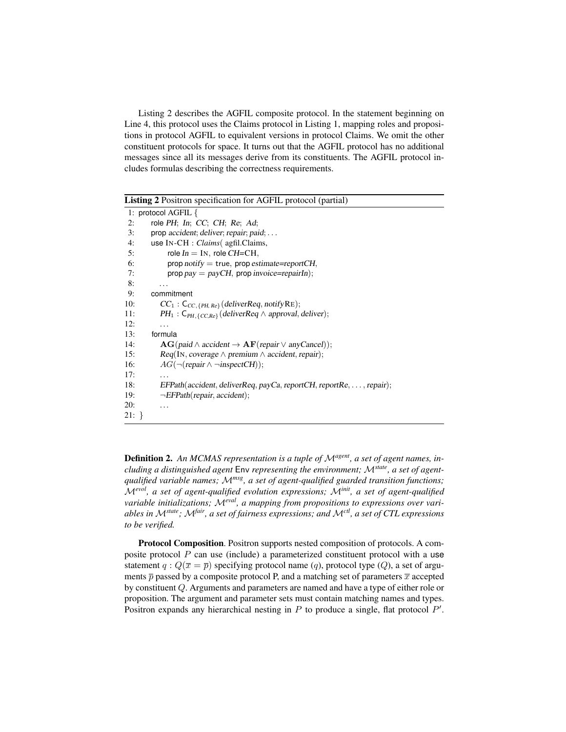Listing 2 describes the AGFIL composite protocol. In the statement beginning on Line 4, this protocol uses the Claims protocol in Listing 1, mapping roles and propositions in protocol AGFIL to equivalent versions in protocol Claims. We omit the other constituent protocols for space. It turns out that the AGFIL protocol has no additional messages since all its messages derive from its constituents. The AGFIL protocol includes formulas describing the correctness requirements.

**Listing 2** Positron specification for AGFIL protocol (partial)

```
 1: protocol AGFIL {
 2:     role PH; In; CC; CH; Re; Ad;
 3:     prop accident; deliver; repair; paid; ...
 4:     use IN-CH : Claims( agfil.Claims,
 5:         role In = IN, role CH=CH,
 6:         prop notify = true, prop estimate=reportCH,
 7:         prop pay = payCH, prop invoice=repairIn);
 8:       ...
 9:     commitment
10:       CC_1 : C_{CC,{PH, Re}}(deliverReq, notifyRE);
11:       PH_1 : C_{PH,{CC,Re}}(deliverReq ∧ approval, deliver);
12:       ...
13:     formula
14:       AG(paid ∧ accident → AF(repair ∨ anyCancel));
15:       Req(IN, coverage ∧ premium ∧ accident, repair);
16:       AG(¬(repair ∧ ¬inspectCH));
17:       ...
18:       EFPath(accident, deliverReq, payCa, reportCH, reportRe, ..., repair);
19:       ¬EFPath(repair, accident);
20:       ...
21: }
```

**Definition 2.** *An MCMAS representation is a tuple of $\mathcal{M}^{agent}$, a set of agent names, including a distinguished agent* Env *representing the environment; $\mathcal{M}^{state}$, a set of agent-qualified variable names; $\mathcal{M}^{msg}$, a set of agent-qualified guarded transition functions; $\mathcal{M}^{evol}$, a set of agent-qualified evolution expressions; $\mathcal{M}^{init}$, a set of agent-qualified variable initializations; $\mathcal{M}^{eval}$, a mapping from propositions to expressions over variables in $\mathcal{M}^{state}$; $\mathcal{M}^{fair}$, a set of fairness expressions; and $\mathcal{M}^{ctl}$, a set of CTL expressions to be verified.*

**Protocol Composition**. Positron supports nested composition of protocols. A composite protocol $P$ can use (include) a parameterized constituent protocol with a use statement $q : Q(\overline{x} = \overline{p})$ specifying protocol name ($q$), protocol type ($Q$), a set of arguments $\overline{p}$ passed by a composite protocol P, and a matching set of parameters $\overline{x}$ accepted by constituent $Q$. Arguments and parameters are named and have a type of either role or proposition. The argument and parameter sets must contain matching names and types. Positron expands any hierarchical nesting in $P$ to produce a single, flat protocol $P'$.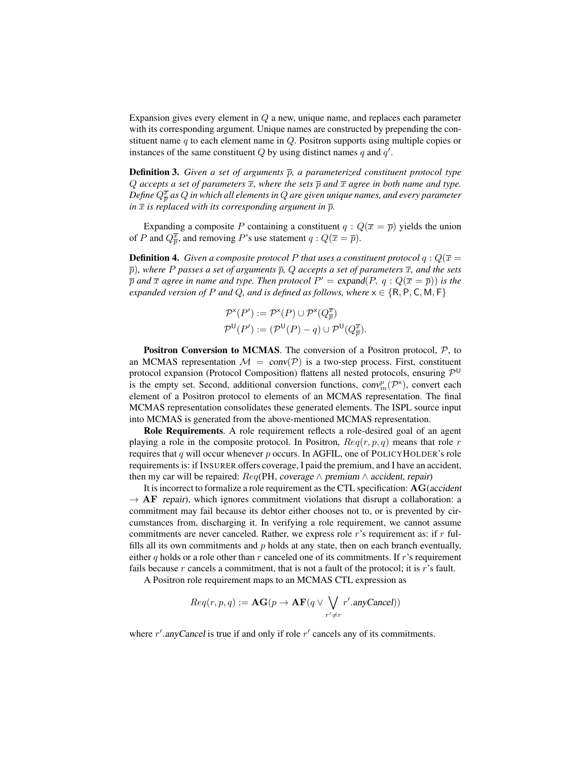Expansion gives every element in $Q$ a new, unique name, and replaces each parameter with its corresponding argument. Unique names are constructed by prepending the constituent name $q$ to each element name in $Q$. Positron supports using multiple copies or instances of the same constituent $Q$ by using distinct names $q$ and $q'$.

**Definition 3.** *Given a set of arguments $\overline{p}$, a parameterized constituent protocol type $Q$ accepts a set of parameters $\overline{x}$, where the sets $\overline{p}$ and $\overline{x}$ agree in both name and type. Define $Q^{\overline{x}}_{\overline{p}}$ as $Q$ in which all elements in $Q$ are given unique names, and every parameter in $\overline{x}$ is replaced with its corresponding argument in $\overline{p}$.*

Expanding a composite $P$ containing a constituent $q : Q(\overline{x} = \overline{p})$ yields the union of $P$ and $Q^{\overline{x}}_{\overline{p}}$, and removing $P$'s use statement $q : Q(\overline{x} = \overline{p})$.

**Definition 4.** *Given a composite protocol $P$ that uses a constituent protocol $q : Q(\overline{x} = \overline{p})$, where $P$ passes a set of arguments $\overline{p}$, $Q$ accepts a set of parameters $\overline{x}$, and the sets $\overline{p}$ and $\overline{x}$ agree in name and type. Then protocol $P' = \mathsf{expand}(P,\ q : Q(\overline{x} = \overline{p}))$ is the expanded version of $P$ and $Q$, and is defined as follows, where $\mathsf{x} \in \{\mathsf{R}, \mathsf{P}, \mathsf{C}, \mathsf{M}, \mathsf{F}\}$*

$$\mathcal{P}^{\mathsf{x}}(P') := \mathcal{P}^{\mathsf{x}}(P) \cup \mathcal{P}^{\mathsf{x}}(Q^{\overline{x}}_{\overline{p}})$$
$$\mathcal{P}^{\mathsf{U}}(P') := (\mathcal{P}^{\mathsf{U}}(P) - q) \cup \mathcal{P}^{\mathsf{U}}(Q^{\overline{x}}_{\overline{p}}).$$

**Positron Conversion to MCMAS**. The conversion of a Positron protocol, $\mathcal{P}$, to an MCMAS representation $\mathcal{M} = \mathsf{conv}(\mathcal{P})$ is a two-step process. First, constituent protocol expansion (Protocol Composition) flattens all nested protocols, ensuring $\mathcal{P}^{\mathsf{U}}$ is the empty set. Second, additional conversion functions, $\mathsf{conv}^{p}_{m}(\mathcal{P}^{\mathsf{x}})$, convert each element of a Positron protocol to elements of an MCMAS representation. The final MCMAS representation consolidates these generated elements. The ISPL source input into MCMAS is generated from the above-mentioned MCMAS representation.

**Role Requirements**. A role requirement reflects a role-desired goal of an agent playing a role in the composite protocol. In Positron, $Req(r, p, q)$ means that role $r$ requires that $q$ will occur whenever $p$ occurs. In AGFIL, one of POLICYHOLDER's role requirements is: if INSURER offers coverage, I paid the premium, and I have an accident, then my car will be repaired: $Req(\text{PH}, \mathsf{coverage} \wedge \mathsf{premium} \wedge \mathsf{accident}, \mathsf{repair})$

It is incorrect to formalize a role requirement as the CTL specification: $\mathbf{AG}(\mathsf{accident} \rightarrow \mathbf{AF}\ \mathsf{repair})$, which ignores commitment violations that disrupt a collaboration: a commitment may fail because its debtor either chooses not to, or is prevented by circumstances from, discharging it. In verifying a role requirement, we cannot assume commitments are never canceled. Rather, we express role $r$'s requirement as: if $r$ fulfills all its own commitments and $p$ holds at any state, then on each branch eventually, either $q$ holds or a role other than $r$ canceled one of its commitments. If $r$'s requirement fails because $r$ cancels a commitment, that is not a fault of the protocol; it is $r$'s fault.

A Positron role requirement maps to an MCMAS CTL expression as

$$Req(r, p, q) := \mathbf{AG}(p \rightarrow \mathbf{AF}(q \vee \bigvee_{r' \neq r} r'.\mathsf{anyCancel}))$$

where $r'.\mathsf{anyCancel}$ is true if and only if role $r'$ cancels any of its commitments.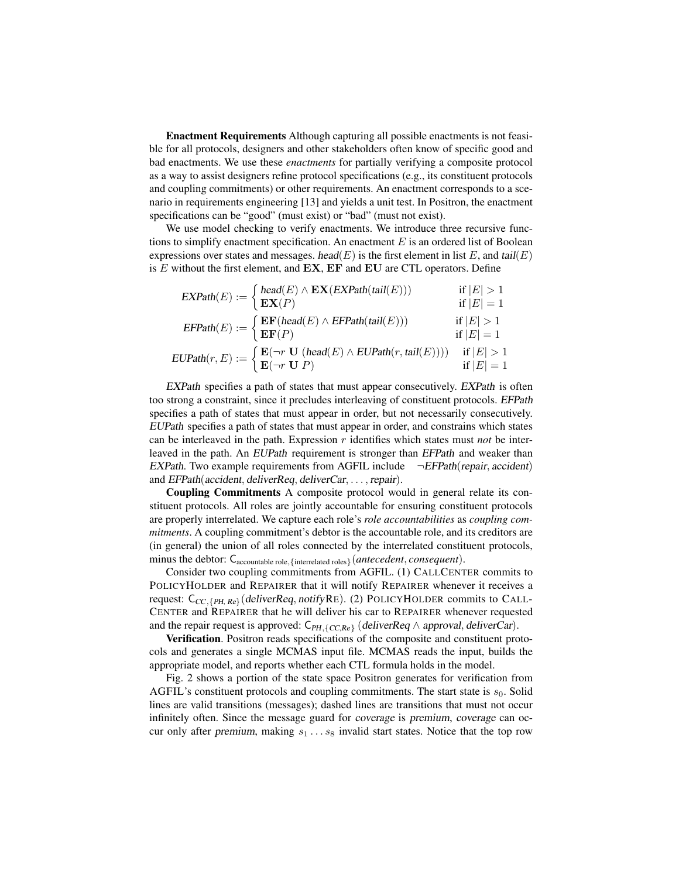**Enactment Requirements** Although capturing all possible enactments is not feasible for all protocols, designers and other stakeholders often know of specific good and bad enactments. We use these *enactments* for partially verifying a composite protocol as a way to assist designers refine protocol specifications (e.g., its constituent protocols and coupling commitments) or other requirements. An enactment corresponds to a scenario in requirements engineering [13] and yields a unit test. In Positron, the enactment specifications can be "good" (must exist) or "bad" (must not exist).

We use model checking to verify enactments. We introduce three recursive functions to simplify enactment specification. An enactment $E$ is an ordered list of Boolean expressions over states and messages. $\mathit{head}(E)$ is the first element in list $E$, and $\mathit{tail}(E)$ is $E$ without the first element, and $\mathbf{EX}$, $\mathbf{EF}$ and $\mathbf{EU}$ are CTL operators. Define

$$\mathit{EXPath}(E) := \begin{cases} \mathit{head}(E) \wedge \mathbf{EX}(\mathit{EXPath}(\mathit{tail}(E))) & \text{if } |E| > 1 \\ \mathbf{EX}(P) & \text{if } |E| = 1 \end{cases}$$

$$\mathit{EFPath}(E) := \begin{cases} \mathbf{EF}(\mathit{head}(E) \wedge \mathit{EFPath}(\mathit{tail}(E))) & \text{if } |E| > 1 \\ \mathbf{EF}(P) & \text{if } |E| = 1 \end{cases}$$

$$\mathit{EUPath}(r, E) := \begin{cases} \mathbf{E}(\neg r \ \mathbf{U} \ (\mathit{head}(E) \wedge \mathit{EUPath}(r, \mathit{tail}(E)))) & \text{if } |E| > 1 \\ \mathbf{E}(\neg r \ \mathbf{U} \ P) & \text{if } |E| = 1 \end{cases}$$

*EXPath* specifies a path of states that must appear consecutively. *EXPath* is often too strong a constraint, since it precludes interleaving of constituent protocols. *EFPath* specifies a path of states that must appear in order, but not necessarily consecutively. *EUPath* specifies a path of states that must appear in order, and constrains which states can be interleaved in the path. Expression $r$ identifies which states must *not* be interleaved in the path. An *EUPath* requirement is stronger than *EFPath* and weaker than *EXPath*. Two example requirements from AGFIL include $\neg \mathit{EFPath}(\mathit{repair}, \mathit{accident})$ and $\mathit{EFPath}(\mathit{accident}, \mathit{deliverReq}, \mathit{deliverCar}, \ldots, \mathit{repair})$.

**Coupling Commitments** A composite protocol would in general relate its constituent protocols. All roles are jointly accountable for ensuring constituent protocols are properly interrelated. We capture each role's *role accountabilities* as *coupling commitments*. A coupling commitment's debtor is the accountable role, and its creditors are (in general) the union of all roles connected by the interrelated constituent protocols, minus the debtor: $\mathsf{C}_{\text{accountable role}, \{\text{interrelated roles}\}}(\mathit{antecedent}, \mathit{consequent})$.

Consider two coupling commitments from AGFIL. (1) CALLCENTER commits to POLICYHOLDER and REPAIRER that it will notify REPAIRER whenever it receives a request: $\mathsf{C}_{CC,\{PH,\,Re\}}(\mathit{deliverReq}, \mathit{notify}\mathrm{RE})$. (2) POLICYHOLDER commits to CALLCENTER and REPAIRER that he will deliver his car to REPAIRER whenever requested and the repair request is approved: $\mathsf{C}_{PH,\{CC,Re\}}(\mathit{deliverReq} \wedge \mathit{approval}, \mathit{deliverCar})$.

**Verification**. Positron reads specifications of the composite and constituent protocols and generates a single MCMAS input file. MCMAS reads the input, builds the appropriate model, and reports whether each CTL formula holds in the model.

Fig. 2 shows a portion of the state space Positron generates for verification from AGFIL's constituent protocols and coupling commitments. The start state is $s_0$. Solid lines are valid transitions (messages); dashed lines are transitions that must not occur infinitely often. Since the message guard for *coverage* is *premium*, *coverage* can occur only after *premium*, making $s_1 \ldots s_8$ invalid start states. Notice that the top row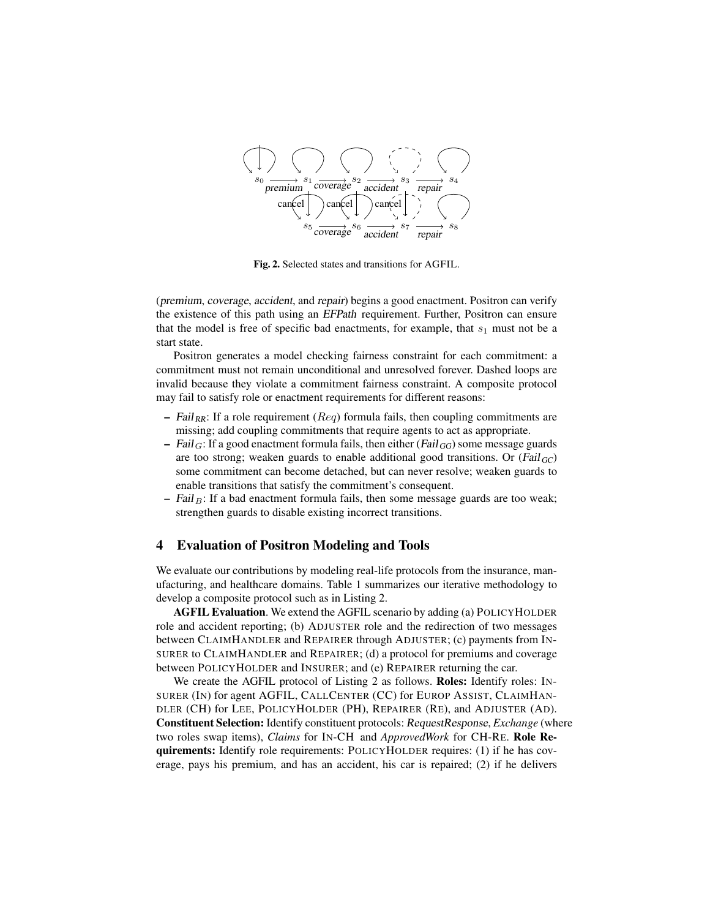Fig. 2. Selected states and transitions for AGFIL.

(*premium*, *coverage*, *accident*, and *repair*) begins a good enactment. Positron can verify the existence of this path using an *EFPath* requirement. Further, Positron can ensure that the model is free of specific bad enactments, for example, that $s_1$ must not be a start state.

Positron generates a model checking fairness constraint for each commitment: a commitment must not remain unconditional and unresolved forever. Dashed loops are invalid because they violate a commitment fairness constraint. A composite protocol may fail to satisfy role or enactment requirements for different reasons:

- $\mathit{Fail}_{RR}$: If a role requirement ($Req$) formula fails, then coupling commitments are missing; add coupling commitments that require agents to act as appropriate.
- $\mathit{Fail}_{G}$: If a good enactment formula fails, then either ($\mathit{Fail}_{GG}$) some message guards are too strong; weaken guards to enable additional good transitions. Or ($\mathit{Fail}_{GC}$) some commitment can become detached, but can never resolve; weaken guards to enable transitions that satisfy the commitment's consequent.
- $\mathit{Fail}_{B}$: If a bad enactment formula fails, then some message guards are too weak; strengthen guards to disable existing incorrect transitions.

## 4 Evaluation of Positron Modeling and Tools

We evaluate our contributions by modeling real-life protocols from the insurance, manufacturing, and healthcare domains. Table 1 summarizes our iterative methodology to develop a composite protocol such as in Listing 2.

**AGFIL Evaluation**. We extend the AGFIL scenario by adding (a) POLICYHOLDER role and accident reporting; (b) ADJUSTER role and the redirection of two messages between CLAIMHANDLER and REPAIRER through ADJUSTER; (c) payments from INSURER to CLAIMHANDLER and REPAIRER; (d) a protocol for premiums and coverage between POLICYHOLDER and INSURER; and (e) REPAIRER returning the car.

We create the AGFIL protocol of Listing 2 as follows. **Roles:** Identify roles: INSURER (IN) for agent AGFIL, CALLCENTER (CC) for EUROP ASSIST, CLAIMHANDLER (CH) for LEE, POLICYHOLDER (PH), REPAIRER (RE), and ADJUSTER (AD). **Constituent Selection:** Identify constituent protocols: *RequestResponse*, *Exchange* (where two roles swap items), *Claims* for IN-CH and *ApprovedWork* for CH-RE. **Role Requirements:** Identify role requirements: POLICYHOLDER requires: (1) if he has coverage, pays his premium, and has an accident, his car is repaired; (2) if he delivers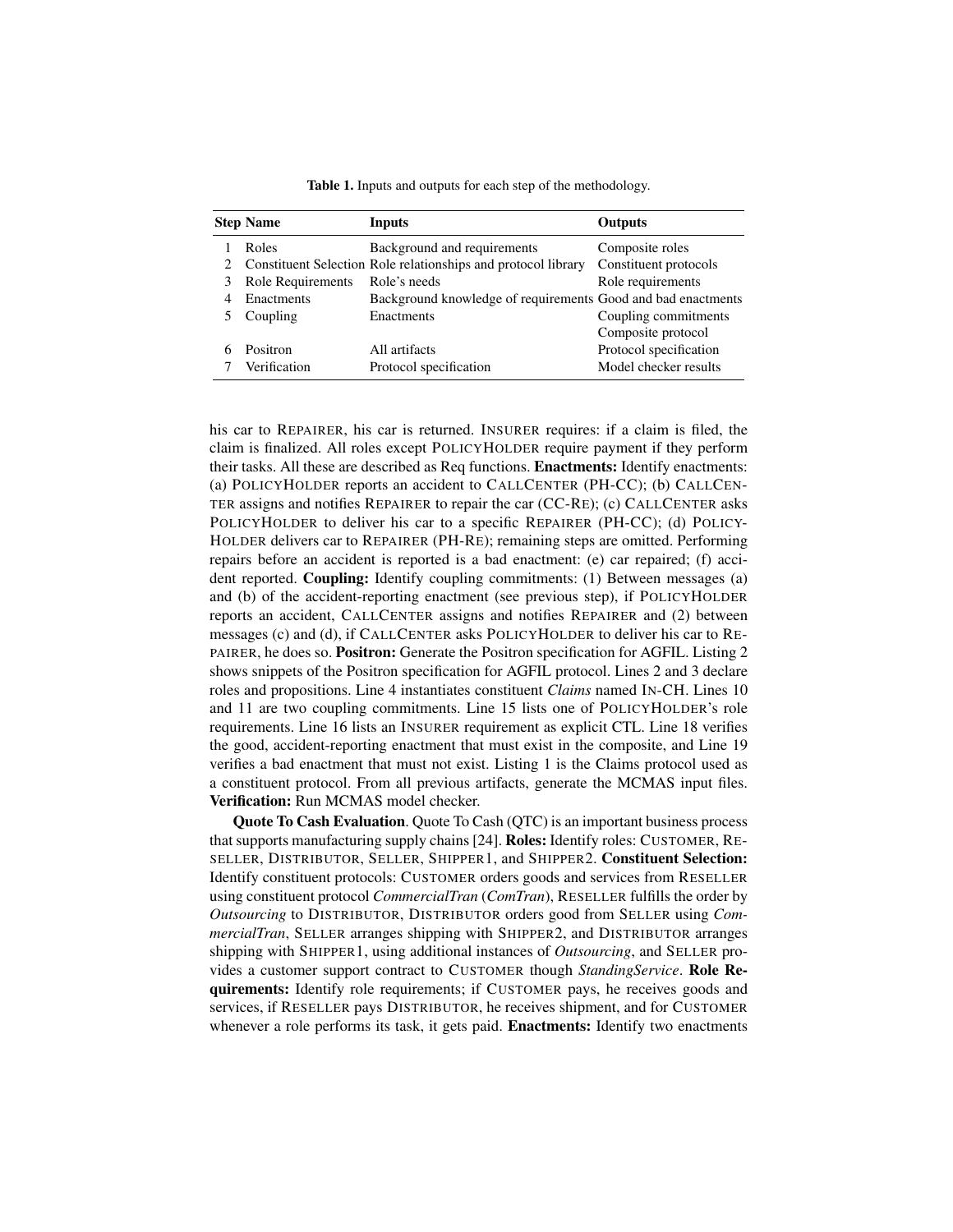**Table 1.** Inputs and outputs for each step of the methodology.

| Step | Name | Inputs | Outputs |
|---|---|---|---|
| 1 | Roles | Background and requirements | Composite roles |
| 2 | Constituent Selection | Role relationships and protocol library | Constituent protocols |
| 3 | Role Requirements | Role's needs | Role requirements |
| 4 | Enactments | Background knowledge of requirements | Good and bad enactments |
| 5 | Coupling | Enactments | Coupling commitments<br>Composite protocol |
| 6 | Positron | All artifacts | Protocol specification |
| 7 | Verification | Protocol specification | Model checker results |

his car to REPAIRER, his car is returned. INSURER requires: if a claim is filed, the claim is finalized. All roles except POLICYHOLDER require payment if they perform their tasks. All these are described as Req functions. **Enactments:** Identify enactments: (a) POLICYHOLDER reports an accident to CALLCENTER (PH-CC); (b) CALLCENTER assigns and notifies REPAIRER to repair the car (CC-RE); (c) CALLCENTER asks POLICYHOLDER to deliver his car to a specific REPAIRER (PH-CC); (d) POLICYHOLDER delivers car to REPAIRER (PH-RE); remaining steps are omitted. Performing repairs before an accident is reported is a bad enactment: (e) car repaired; (f) accident reported. **Coupling:** Identify coupling commitments: (1) Between messages (a) and (b) of the accident-reporting enactment (see previous step), if POLICYHOLDER reports an accident, CALLCENTER assigns and notifies REPAIRER and (2) between messages (c) and (d), if CALLCENTER asks POLICYHOLDER to deliver his car to REPAIRER, he does so. **Positron:** Generate the Positron specification for AGFIL. Listing 2 shows snippets of the Positron specification for AGFIL protocol. Lines 2 and 3 declare roles and propositions. Line 4 instantiates constituent *Claims* named IN-CH. Lines 10 and 11 are two coupling commitments. Line 15 lists one of POLICYHOLDER's role requirements. Line 16 lists an INSURER requirement as explicit CTL. Line 18 verifies the good, accident-reporting enactment that must exist in the composite, and Line 19 verifies a bad enactment that must not exist. Listing 1 is the Claims protocol used as a constituent protocol. From all previous artifacts, generate the MCMAS input files. **Verification:** Run MCMAS model checker.

**Quote To Cash Evaluation**. Quote To Cash (QTC) is an important business process that supports manufacturing supply chains [24]. **Roles:** Identify roles: CUSTOMER, RESELLER, DISTRIBUTOR, SELLER, SHIPPER1, and SHIPPER2. **Constituent Selection:** Identify constituent protocols: CUSTOMER orders goods and services from RESELLER using constituent protocol *CommercialTran* (*ComTran*), RESELLER fulfills the order by *Outsourcing* to DISTRIBUTOR, DISTRIBUTOR orders good from SELLER using *CommercialTran*, SELLER arranges shipping with SHIPPER2, and DISTRIBUTOR arranges shipping with SHIPPER1, using additional instances of *Outsourcing*, and SELLER provides a customer support contract to CUSTOMER though *StandingService*. **Role Requirements:** Identify role requirements; if CUSTOMER pays, he receives goods and services, if RESELLER pays DISTRIBUTOR, he receives shipment, and for CUSTOMER whenever a role performs its task, it gets paid. **Enactments:** Identify two enactments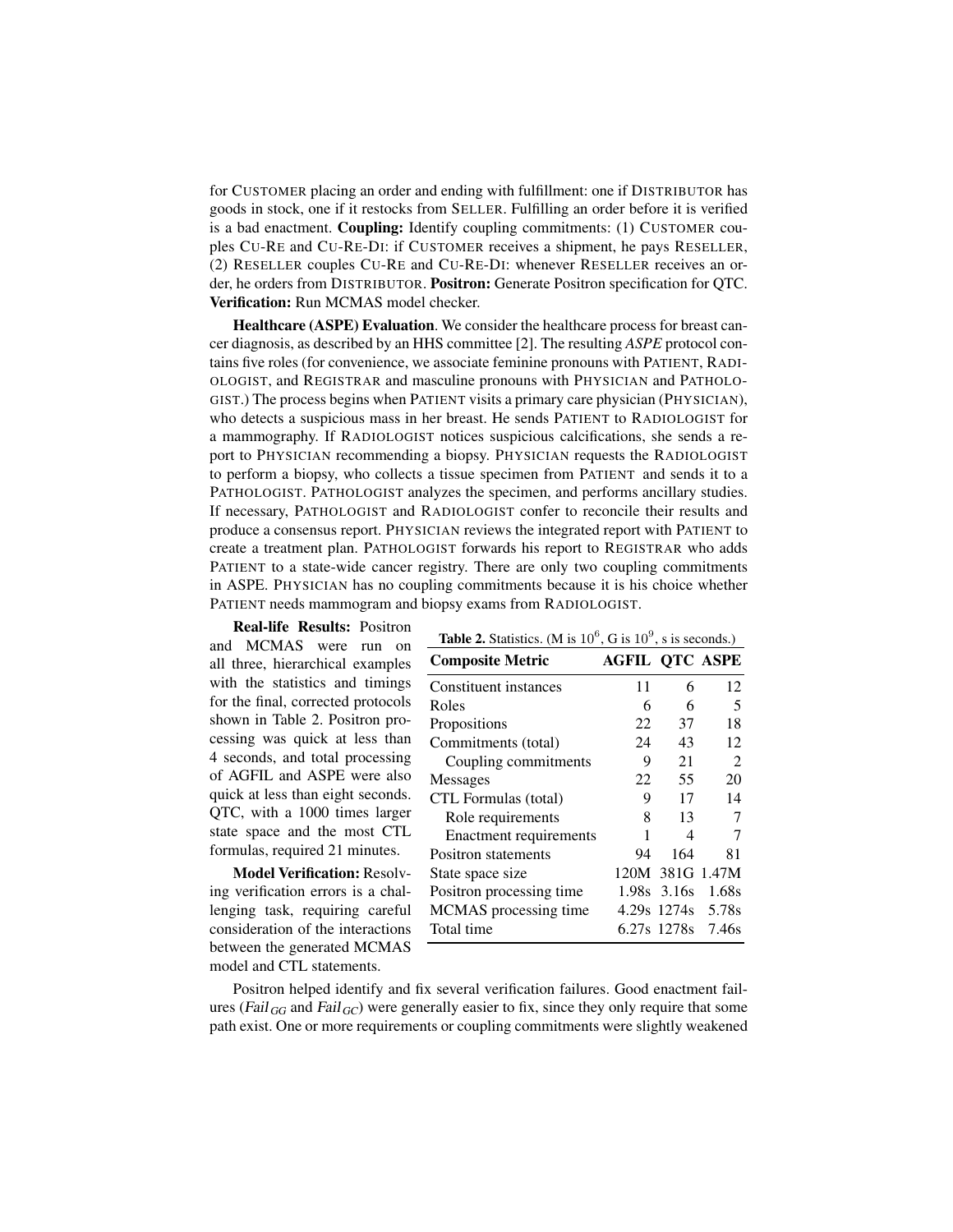for CUSTOMER placing an order and ending with fulfillment: one if DISTRIBUTOR has goods in stock, one if it restocks from SELLER. Fulfilling an order before it is verified is a bad enactment. **Coupling:** Identify coupling commitments: (1) CUSTOMER couples CU-RE and CU-RE-DI: if CUSTOMER receives a shipment, he pays RESELLER, (2) RESELLER couples CU-RE and CU-RE-DI: whenever RESELLER receives an order, he orders from DISTRIBUTOR. **Positron:** Generate Positron specification for QTC. **Verification:** Run MCMAS model checker.

**Healthcare (ASPE) Evaluation**. We consider the healthcare process for breast cancer diagnosis, as described by an HHS committee [2]. The resulting *ASPE* protocol contains five roles (for convenience, we associate feminine pronouns with PATIENT, RADIOLOGIST, and REGISTRAR and masculine pronouns with PHYSICIAN and PATHOLOGIST.) The process begins when PATIENT visits a primary care physician (PHYSICIAN), who detects a suspicious mass in her breast. He sends PATIENT to RADIOLOGIST for a mammography. If RADIOLOGIST notices suspicious calcifications, she sends a report to PHYSICIAN recommending a biopsy. PHYSICIAN requests the RADIOLOGIST to perform a biopsy, who collects a tissue specimen from PATIENT and sends it to a PATHOLOGIST. PATHOLOGIST analyzes the specimen, and performs ancillary studies. If necessary, PATHOLOGIST and RADIOLOGIST confer to reconcile their results and produce a consensus report. PHYSICIAN reviews the integrated report with PATIENT to create a treatment plan. PATHOLOGIST forwards his report to REGISTRAR who adds PATIENT to a state-wide cancer registry. There are only two coupling commitments in ASPE. PHYSICIAN has no coupling commitments because it is his choice whether PATIENT needs mammogram and biopsy exams from RADIOLOGIST.

**Real-life Results:** Positron and MCMAS were run on all three, hierarchical examples with the statistics and timings for the final, corrected protocols shown in Table 2. Positron processing was quick at less than 4 seconds, and total processing of AGFIL and ASPE were also quick at less than eight seconds. QTC, with a 1000 times larger state space and the most CTL formulas, required 21 minutes.

**Table 2.** Statistics. (M is $10^6$, G is $10^9$, s is seconds.)

| Composite Metric | AGFIL | QTC | ASPE |
|---|---|---|---|
| Constituent instances | 11 | 6 | 12 |
| Roles | 6 | 6 | 5 |
| Propositions | 22 | 37 | 18 |
| Commitments (total) | 24 | 43 | 12 |
| Coupling commitments | 9 | 21 | 2 |
| Messages | 22 | 55 | 20 |
| CTL Formulas (total) | 9 | 17 | 14 |
| Role requirements | 8 | 13 | 7 |
| Enactment requirements | 1 | 4 | 7 |
| Positron statements | 94 | 164 | 81 |
| State space size | 120M | 381G | 1.47M |
| Positron processing time | 1.98s | 3.16s | 1.68s |
| MCMAS processing time | 4.29s | 1274s | 5.78s |
| Total time | 6.27s | 1278s | 7.46s |

**Model Verification:** Resolving verification errors is a challenging task, requiring careful consideration of the interactions between the generated MCMAS model and CTL statements.

Positron helped identify and fix several verification failures. Good enactment failures ($Fail_{GG}$ and $Fail_{GC}$) were generally easier to fix, since they only require that some path exist. One or more requirements or coupling commitments were slightly weakened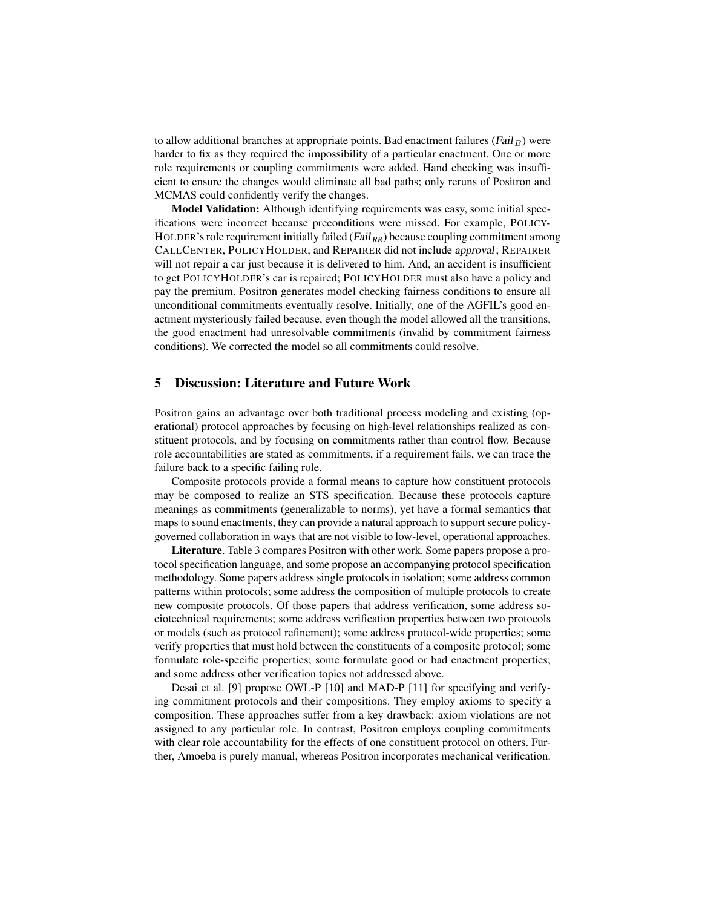to allow additional branches at appropriate points. Bad enactment failures ($Fail_B$) were harder to fix as they required the impossibility of a particular enactment. One or more role requirements or coupling commitments were added. Hand checking was insufficient to ensure the changes would eliminate all bad paths; only reruns of Positron and MCMAS could confidently verify the changes.

**Model Validation:** Although identifying requirements was easy, some initial specifications were incorrect because preconditions were missed. For example, POLICYHOLDER's role requirement initially failed ($Fail_{RR}$) because coupling commitment among CALLCENTER, POLICYHOLDER, and REPAIRER did not include *approval*; REPAIRER will not repair a car just because it is delivered to him. And, an accident is insufficient to get POLICYHOLDER's car is repaired; POLICYHOLDER must also have a policy and pay the premium. Positron generates model checking fairness conditions to ensure all unconditional commitments eventually resolve. Initially, one of the AGFIL's good enactment mysteriously failed because, even though the model allowed all the transitions, the good enactment had unresolvable commitments (invalid by commitment fairness conditions). We corrected the model so all commitments could resolve.

## 5 Discussion: Literature and Future Work

Positron gains an advantage over both traditional process modeling and existing (operational) protocol approaches by focusing on high-level relationships realized as constituent protocols, and by focusing on commitments rather than control flow. Because role accountabilities are stated as commitments, if a requirement fails, we can trace the failure back to a specific failing role.

Composite protocols provide a formal means to capture how constituent protocols may be composed to realize an STS specification. Because these protocols capture meanings as commitments (generalizable to norms), yet have a formal semantics that maps to sound enactments, they can provide a natural approach to support secure policy-governed collaboration in ways that are not visible to low-level, operational approaches.

**Literature**. Table 3 compares Positron with other work. Some papers propose a protocol specification language, and some propose an accompanying protocol specification methodology. Some papers address single protocols in isolation; some address common patterns within protocols; some address the composition of multiple protocols to create new composite protocols. Of those papers that address verification, some address sociotechnical requirements; some address verification properties between two protocols or models (such as protocol refinement); some address protocol-wide properties; some verify properties that must hold between the constituents of a composite protocol; some formulate role-specific properties; some formulate good or bad enactment properties; and some address other verification topics not addressed above.

Desai et al. [9] propose OWL-P [10] and MAD-P [11] for specifying and verifying commitment protocols and their compositions. They employ axioms to specify a composition. These approaches suffer from a key drawback: axiom violations are not assigned to any particular role. In contrast, Positron employs coupling commitments with clear role accountability for the effects of one constituent protocol on others. Further, Amoeba is purely manual, whereas Positron incorporates mechanical verification.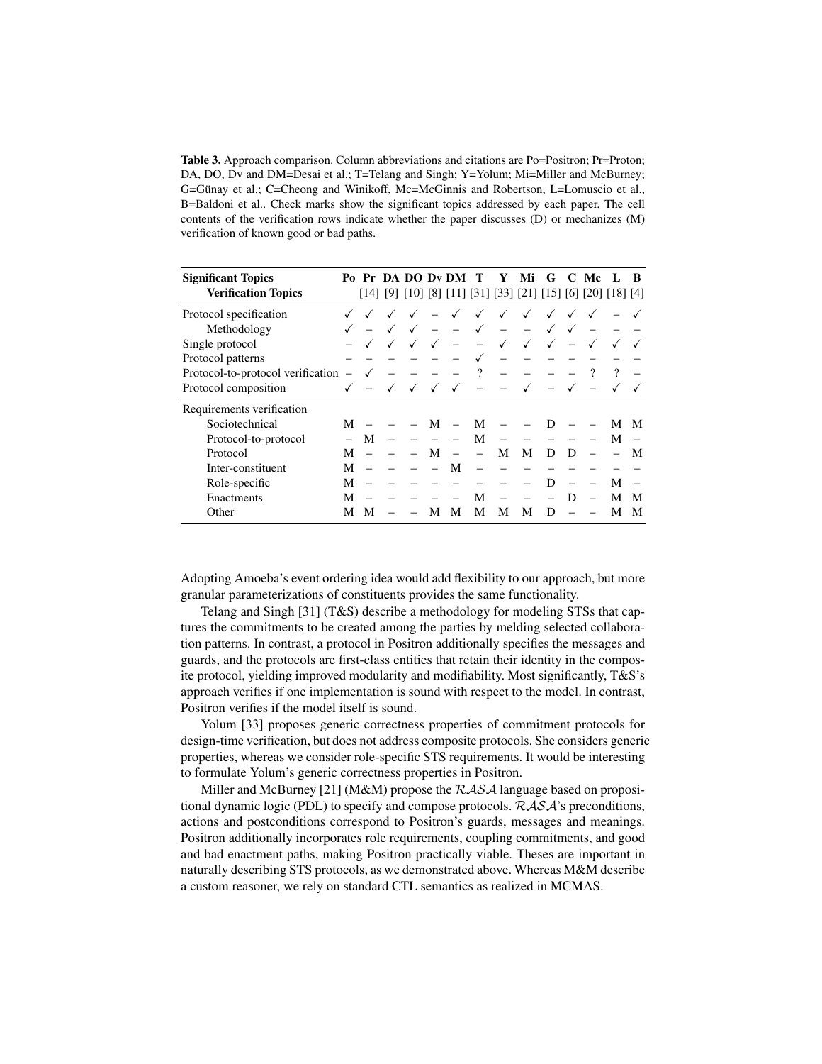**Table 3.** Approach comparison. Column abbreviations and citations are Po=Positron; Pr=Proton; DA, DO, Dv and DM=Desai et al.; T=Telang and Singh; Y=Yolum; Mi=Miller and McBurney; G=Günay et al.; C=Cheong and Winikoff, Mc=McGinnis and Robertson, L=Lomuscio et al., B=Baldoni et al.. Check marks show the significant topics addressed by each paper. The cell contents of the verification rows indicate whether the paper discusses (D) or mechanizes (M) verification of known good or bad paths.

| **Significant Topics** / **Verification Topics** | **Po** | **Pr** [14] | **DA** [9] | **DO** [10] | **Dv** [8] | **DM** [11] | **T** [31] | **Y** [33] | **Mi** [21] | **G** [15] | **C** [6] | **Mc** [20] | **L** [18] | **B** [4] |
|---|---|---|---|---|---|---|---|---|---|---|---|---|---|---|
| Protocol specification | ✓ | ✓ | ✓ | ✓ | – | ✓ | ✓ | ✓ | ✓ | ✓ | ✓ | ✓ | – | ✓ |
| Methodology | ✓ | – | ✓ | ✓ | – | – | ✓ | – | – | ✓ | ✓ | – | – | – |
| Single protocol | – | ✓ | ✓ | ✓ | ✓ | – | – | ✓ | ✓ | ✓ | – | ✓ | ✓ | ✓ |
| Protocol patterns | – | – | – | – | – | – | ✓ | – | – | – | – | – | – | – |
| Protocol-to-protocol verification | – | ✓ | – | – | – | – | ? | – | – | – | – | ? | ? | – |
| Protocol composition | ✓ | – | ✓ | ✓ | ✓ | ✓ | – | – | ✓ | – | ✓ | – | ✓ | ✓ |
| Requirements verification | | | | | | | | | | | | | | |
| Sociotechnical | M | – | – | – | M | – | M | – | – | D | – | – | M | M |
| Protocol-to-protocol | – | M | – | – | – | – | M | – | – | – | – | – | M | – |
| Protocol | M | – | – | – | M | – | – | M | M | D | D | – | – | M |
| Inter-constituent | M | – | – | – | – | M | – | – | – | – | – | – | – | – |
| Role-specific | M | – | – | – | – | – | – | – | – | D | – | – | M | – |
| Enactments | M | – | – | – | – | – | M | – | – | – | D | – | M | M |
| Other | M | M | – | – | M | M | M | M | M | D | – | – | M | M |

Adopting Amoeba's event ordering idea would add flexibility to our approach, but more granular parameterizations of constituents provides the same functionality.

Telang and Singh [31] (T&S) describe a methodology for modeling STSs that captures the commitments to be created among the parties by melding selected collaboration patterns. In contrast, a protocol in Positron additionally specifies the messages and guards, and the protocols are first-class entities that retain their identity in the composite protocol, yielding improved modularity and modifiability. Most significantly, T&S's approach verifies if one implementation is sound with respect to the model. In contrast, Positron verifies if the model itself is sound.

Yolum [33] proposes generic correctness properties of commitment protocols for design-time verification, but does not address composite protocols. She considers generic properties, whereas we consider role-specific STS requirements. It would be interesting to formulate Yolum's generic correctness properties in Positron.

Miller and McBurney [21] (M&M) propose the $\mathcal{RASA}$ language based on propositional dynamic logic (PDL) to specify and compose protocols. $\mathcal{RASA}$'s preconditions, actions and postconditions correspond to Positron's guards, messages and meanings. Positron additionally incorporates role requirements, coupling commitments, and good and bad enactment paths, making Positron practically viable. Theses are important in naturally describing STS protocols, as we demonstrated above. Whereas M&M describe a custom reasoner, we rely on standard CTL semantics as realized in MCMAS.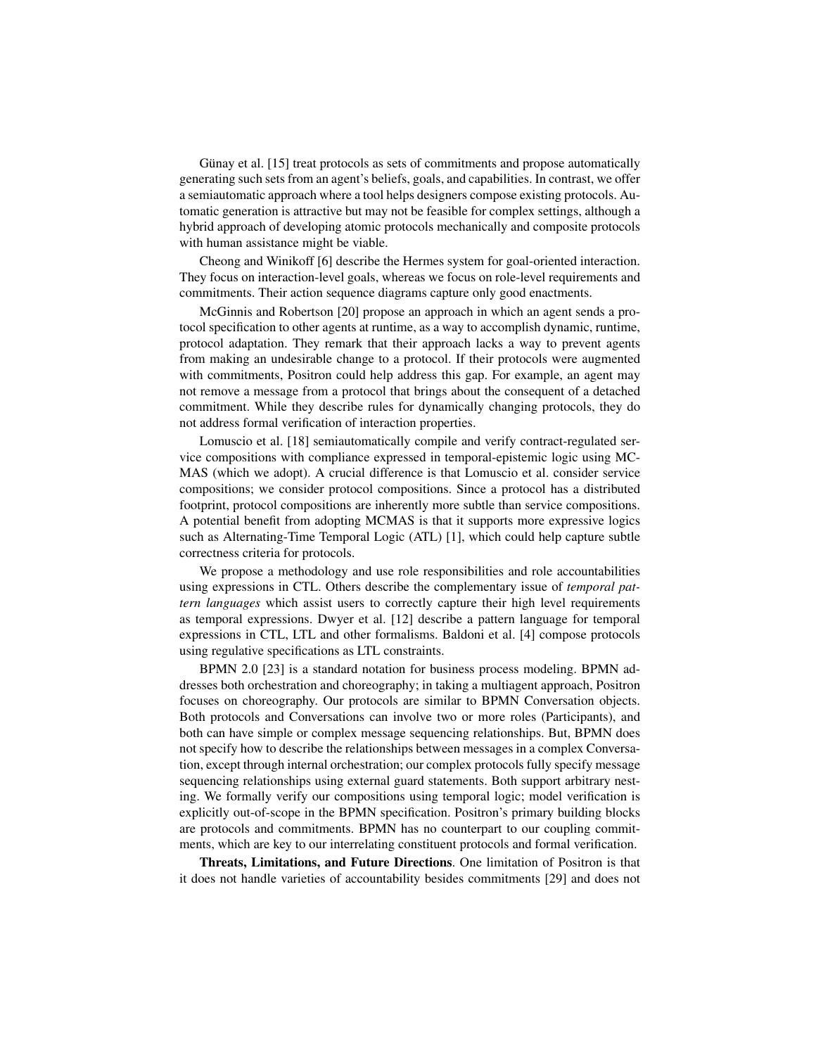Günay et al. [15] treat protocols as sets of commitments and propose automatically generating such sets from an agent's beliefs, goals, and capabilities. In contrast, we offer a semiautomatic approach where a tool helps designers compose existing protocols. Automatic generation is attractive but may not be feasible for complex settings, although a hybrid approach of developing atomic protocols mechanically and composite protocols with human assistance might be viable.

Cheong and Winikoff [6] describe the Hermes system for goal-oriented interaction. They focus on interaction-level goals, whereas we focus on role-level requirements and commitments. Their action sequence diagrams capture only good enactments.

McGinnis and Robertson [20] propose an approach in which an agent sends a protocol specification to other agents at runtime, as a way to accomplish dynamic, runtime, protocol adaptation. They remark that their approach lacks a way to prevent agents from making an undesirable change to a protocol. If their protocols were augmented with commitments, Positron could help address this gap. For example, an agent may not remove a message from a protocol that brings about the consequent of a detached commitment. While they describe rules for dynamically changing protocols, they do not address formal verification of interaction properties.

Lomuscio et al. [18] semiautomatically compile and verify contract-regulated service compositions with compliance expressed in temporal-epistemic logic using MCMAS (which we adopt). A crucial difference is that Lomuscio et al. consider service compositions; we consider protocol compositions. Since a protocol has a distributed footprint, protocol compositions are inherently more subtle than service compositions. A potential benefit from adopting MCMAS is that it supports more expressive logics such as Alternating-Time Temporal Logic (ATL) [1], which could help capture subtle correctness criteria for protocols.

We propose a methodology and use role responsibilities and role accountabilities using expressions in CTL. Others describe the complementary issue of *temporal pattern languages* which assist users to correctly capture their high level requirements as temporal expressions. Dwyer et al. [12] describe a pattern language for temporal expressions in CTL, LTL and other formalisms. Baldoni et al. [4] compose protocols using regulative specifications as LTL constraints.

BPMN 2.0 [23] is a standard notation for business process modeling. BPMN addresses both orchestration and choreography; in taking a multiagent approach, Positron focuses on choreography. Our protocols are similar to BPMN Conversation objects. Both protocols and Conversations can involve two or more roles (Participants), and both can have simple or complex message sequencing relationships. But, BPMN does not specify how to describe the relationships between messages in a complex Conversation, except through internal orchestration; our complex protocols fully specify message sequencing relationships using external guard statements. Both support arbitrary nesting. We formally verify our compositions using temporal logic; model verification is explicitly out-of-scope in the BPMN specification. Positron's primary building blocks are protocols and commitments. BPMN has no counterpart to our coupling commitments, which are key to our interrelating constituent protocols and formal verification.

**Threats, Limitations, and Future Directions**. One limitation of Positron is that it does not handle varieties of accountability besides commitments [29] and does not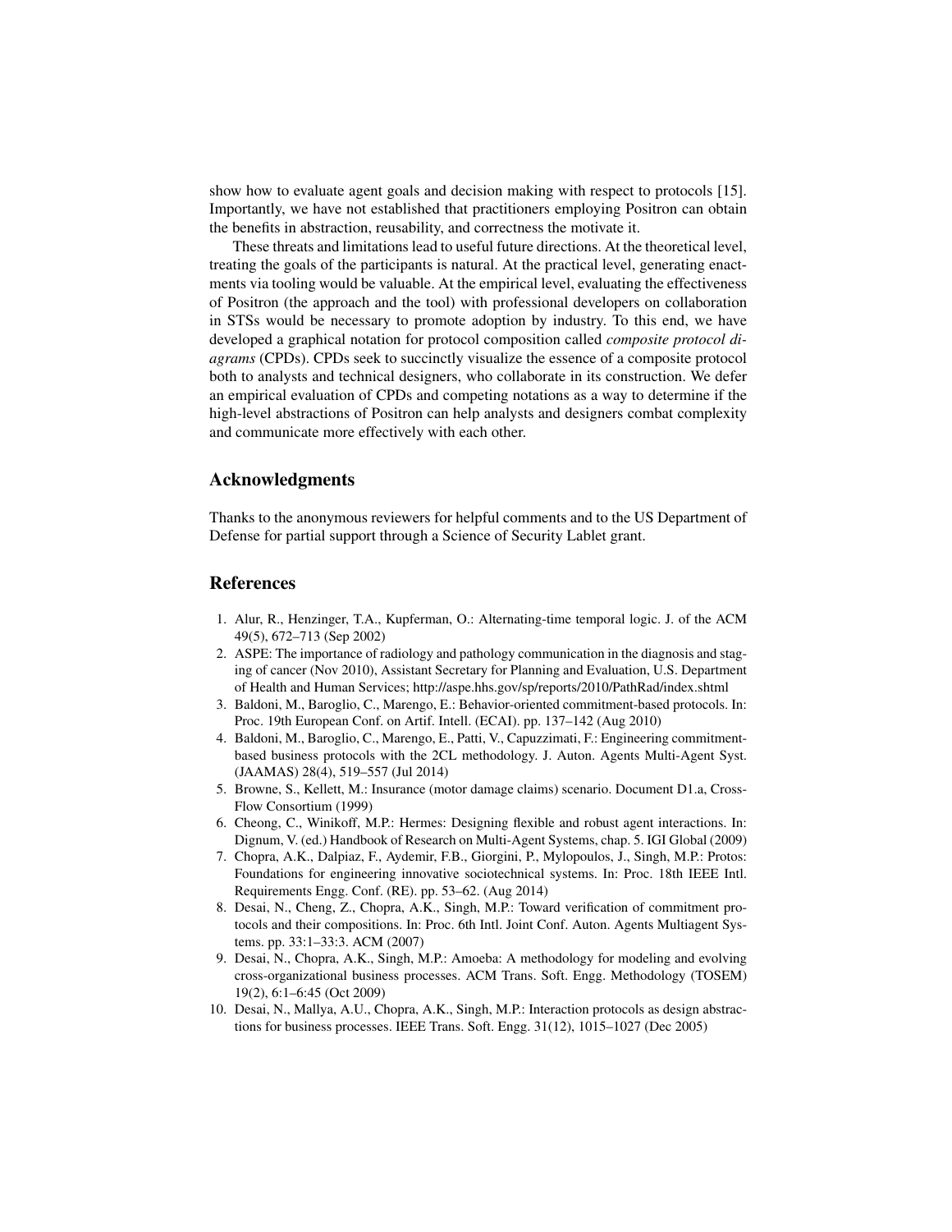show how to evaluate agent goals and decision making with respect to protocols [15]. Importantly, we have not established that practitioners employing Positron can obtain the benefits in abstraction, reusability, and correctness the motivate it.

These threats and limitations lead to useful future directions. At the theoretical level, treating the goals of the participants is natural. At the practical level, generating enactments via tooling would be valuable. At the empirical level, evaluating the effectiveness of Positron (the approach and the tool) with professional developers on collaboration in STSs would be necessary to promote adoption by industry. To this end, we have developed a graphical notation for protocol composition called *composite protocol diagrams* (CPDs). CPDs seek to succinctly visualize the essence of a composite protocol both to analysts and technical designers, who collaborate in its construction. We defer an empirical evaluation of CPDs and competing notations as a way to determine if the high-level abstractions of Positron can help analysts and designers combat complexity and communicate more effectively with each other.

## Acknowledgments

Thanks to the anonymous reviewers for helpful comments and to the US Department of Defense for partial support through a Science of Security Lablet grant.

## References

1. Alur, R., Henzinger, T.A., Kupferman, O.: Alternating-time temporal logic. J. of the ACM 49(5), 672–713 (Sep 2002)
2. ASPE: The importance of radiology and pathology communication in the diagnosis and staging of cancer (Nov 2010), Assistant Secretary for Planning and Evaluation, U.S. Department of Health and Human Services; http://aspe.hhs.gov/sp/reports/2010/PathRad/index.shtml
3. Baldoni, M., Baroglio, C., Marengo, E.: Behavior-oriented commitment-based protocols. In: Proc. 19th European Conf. on Artif. Intell. (ECAI). pp. 137–142 (Aug 2010)
4. Baldoni, M., Baroglio, C., Marengo, E., Patti, V., Capuzzimati, F.: Engineering commitment-based business protocols with the 2CL methodology. J. Auton. Agents Multi-Agent Syst. (JAAMAS) 28(4), 519–557 (Jul 2014)
5. Browne, S., Kellett, M.: Insurance (motor damage claims) scenario. Document D1.a, Cross-Flow Consortium (1999)
6. Cheong, C., Winikoff, M.P.: Hermes: Designing flexible and robust agent interactions. In: Dignum, V. (ed.) Handbook of Research on Multi-Agent Systems, chap. 5. IGI Global (2009)
7. Chopra, A.K., Dalpiaz, F., Aydemir, F.B., Giorgini, P., Mylopoulos, J., Singh, M.P.: Protos: Foundations for engineering innovative sociotechnical systems. In: Proc. 18th IEEE Intl. Requirements Engg. Conf. (RE). pp. 53–62. (Aug 2014)
8. Desai, N., Cheng, Z., Chopra, A.K., Singh, M.P.: Toward verification of commitment protocols and their compositions. In: Proc. 6th Intl. Joint Conf. Auton. Agents Multiagent Systems. pp. 33:1–33:3. ACM (2007)
9. Desai, N., Chopra, A.K., Singh, M.P.: Amoeba: A methodology for modeling and evolving cross-organizational business processes. ACM Trans. Soft. Engg. Methodology (TOSEM) 19(2), 6:1–6:45 (Oct 2009)
10. Desai, N., Mallya, A.U., Chopra, A.K., Singh, M.P.: Interaction protocols as design abstractions for business processes. IEEE Trans. Soft. Engg. 31(12), 1015–1027 (Dec 2005)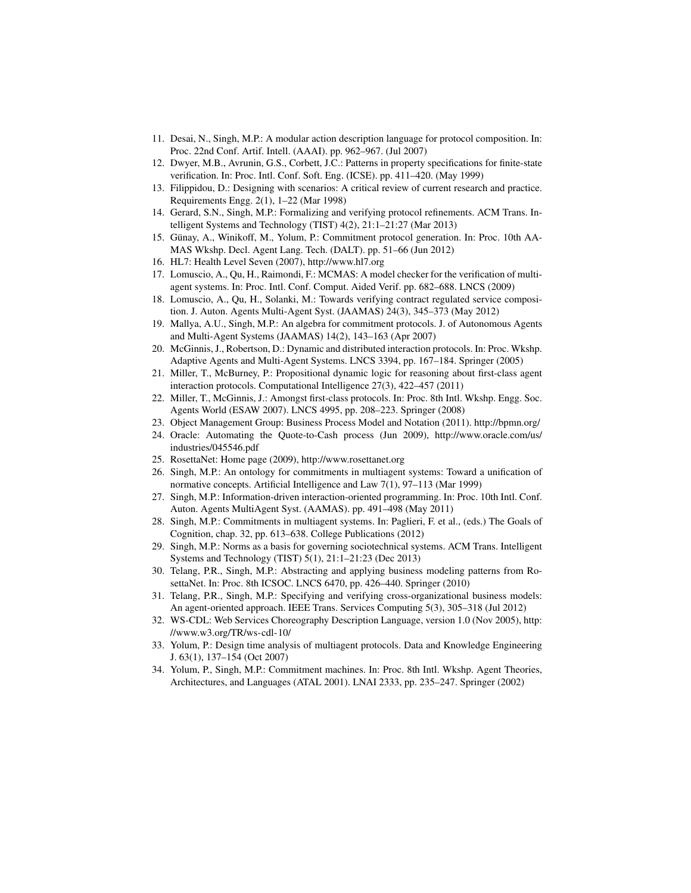11. Desai, N., Singh, M.P.: A modular action description language for protocol composition. In: Proc. 22nd Conf. Artif. Intell. (AAAI). pp. 962–967. (Jul 2007)
12. Dwyer, M.B., Avrunin, G.S., Corbett, J.C.: Patterns in property specifications for finite-state verification. In: Proc. Intl. Conf. Soft. Eng. (ICSE). pp. 411–420. (May 1999)
13. Filippidou, D.: Designing with scenarios: A critical review of current research and practice. Requirements Engg. 2(1), 1–22 (Mar 1998)
14. Gerard, S.N., Singh, M.P.: Formalizing and verifying protocol refinements. ACM Trans. Intelligent Systems and Technology (TIST) 4(2), 21:1–21:27 (Mar 2013)
15. Günay, A., Winikoff, M., Yolum, P.: Commitment protocol generation. In: Proc. 10th AAMAS Wkshp. Decl. Agent Lang. Tech. (DALT). pp. 51–66 (Jun 2012)
16. HL7: Health Level Seven (2007), http://www.hl7.org
17. Lomuscio, A., Qu, H., Raimondi, F.: MCMAS: A model checker for the verification of multiagent systems. In: Proc. Intl. Conf. Comput. Aided Verif. pp. 682–688. LNCS (2009)
18. Lomuscio, A., Qu, H., Solanki, M.: Towards verifying contract regulated service composition. J. Auton. Agents Multi-Agent Syst. (JAAMAS) 24(3), 345–373 (May 2012)
19. Mallya, A.U., Singh, M.P.: An algebra for commitment protocols. J. of Autonomous Agents and Multi-Agent Systems (JAAMAS) 14(2), 143–163 (Apr 2007)
20. McGinnis, J., Robertson, D.: Dynamic and distributed interaction protocols. In: Proc. Wkshp. Adaptive Agents and Multi-Agent Systems. LNCS 3394, pp. 167–184. Springer (2005)
21. Miller, T., McBurney, P.: Propositional dynamic logic for reasoning about first-class agent interaction protocols. Computational Intelligence 27(3), 422–457 (2011)
22. Miller, T., McGinnis, J.: Amongst first-class protocols. In: Proc. 8th Intl. Wkshp. Engg. Soc. Agents World (ESAW 2007). LNCS 4995, pp. 208–223. Springer (2008)
23. Object Management Group: Business Process Model and Notation (2011). http://bpmn.org/
24. Oracle: Automating the Quote-to-Cash process (Jun 2009), http://www.oracle.com/us/industries/045546.pdf
25. RosettaNet: Home page (2009), http://www.rosettanet.org
26. Singh, M.P.: An ontology for commitments in multiagent systems: Toward a unification of normative concepts. Artificial Intelligence and Law 7(1), 97–113 (Mar 1999)
27. Singh, M.P.: Information-driven interaction-oriented programming. In: Proc. 10th Intl. Conf. Auton. Agents MultiAgent Syst. (AAMAS). pp. 491–498 (May 2011)
28. Singh, M.P.: Commitments in multiagent systems. In: Paglieri, F. et al., (eds.) The Goals of Cognition, chap. 32, pp. 613–638. College Publications (2012)
29. Singh, M.P.: Norms as a basis for governing sociotechnical systems. ACM Trans. Intelligent Systems and Technology (TIST) 5(1), 21:1–21:23 (Dec 2013)
30. Telang, P.R., Singh, M.P.: Abstracting and applying business modeling patterns from RosettaNet. In: Proc. 8th ICSOC. LNCS 6470, pp. 426–440. Springer (2010)
31. Telang, P.R., Singh, M.P.: Specifying and verifying cross-organizational business models: An agent-oriented approach. IEEE Trans. Services Computing 5(3), 305–318 (Jul 2012)
32. WS-CDL: Web Services Choreography Description Language, version 1.0 (Nov 2005), http://www.w3.org/TR/ws-cdl-10/
33. Yolum, P.: Design time analysis of multiagent protocols. Data and Knowledge Engineering J. 63(1), 137–154 (Oct 2007)
34. Yolum, P., Singh, M.P.: Commitment machines. In: Proc. 8th Intl. Wkshp. Agent Theories, Architectures, and Languages (ATAL 2001). LNAI 2333, pp. 235–247. Springer (2002)